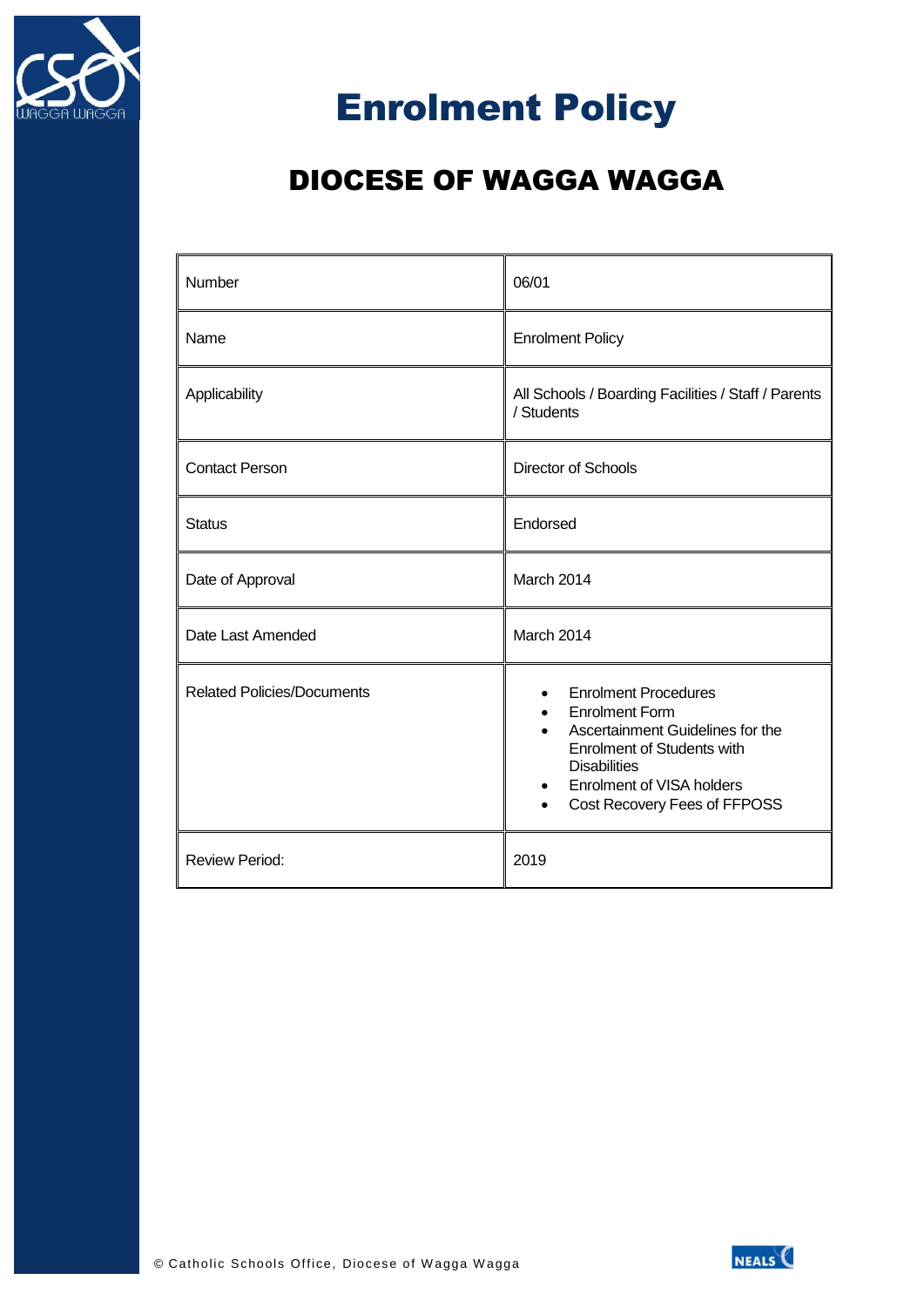# Enrolment Policy

## DIOCESE OF WAGGA WAGGA

| | |
|---|---|
| Number | 06/01 |
| Name | Enrolment Policy |
| Applicability | All Schools / Boarding Facilities / Staff / Parents / Students |
| Contact Person | Director of Schools |
| Status | Endorsed |
| Date of Approval | March 2014 |
| Date Last Amended | March 2014 |
| Related Policies/Documents | • Enrolment Procedures<br>• Enrolment Form<br>• Ascertainment Guidelines for the Enrolment of Students with Disabilities<br>• Enrolment of VISA holders<br>• Cost Recovery Fees of FFPOSS |
| Review Period: | 2019 |

© Catholic Schools Office, Diocese of Wagga Wagga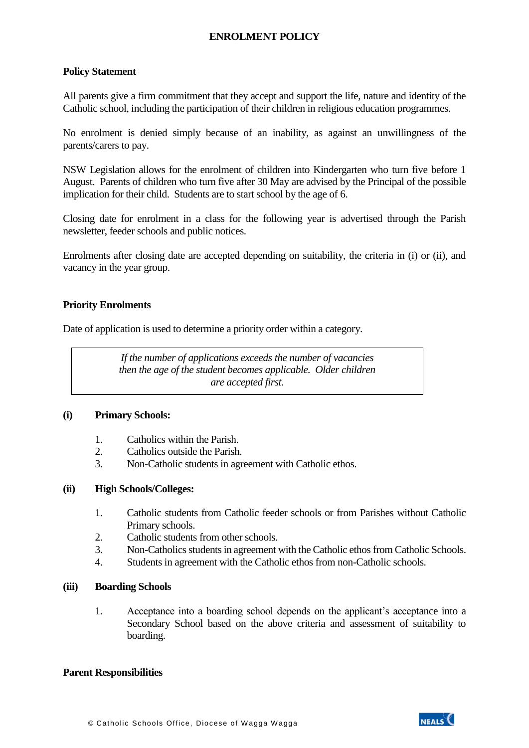## ENROLMENT POLICY

### Policy Statement

All parents give a firm commitment that they accept and support the life, nature and identity of the Catholic school, including the participation of their children in religious education programmes.

No enrolment is denied simply because of an inability, as against an unwillingness of the parents/carers to pay.

NSW Legislation allows for the enrolment of children into Kindergarten who turn five before 1 August. Parents of children who turn five after 30 May are advised by the Principal of the possible implication for their child. Students are to start school by the age of 6.

Closing date for enrolment in a class for the following year is advertised through the Parish newsletter, feeder schools and public notices.

Enrolments after closing date are accepted depending on suitability, the criteria in (i) or (ii), and vacancy in the year group.

### Priority Enrolments

Date of application is used to determine a priority order within a category.

> *If the number of applications exceeds the number of vacancies then the age of the student becomes applicable. Older children are accepted first.*

#### (i) Primary Schools:

1. Catholics within the Parish.
2. Catholics outside the Parish.
3. Non-Catholic students in agreement with Catholic ethos.

#### (ii) High Schools/Colleges:

1. Catholic students from Catholic feeder schools or from Parishes without Catholic Primary schools.
2. Catholic students from other schools.
3. Non-Catholics students in agreement with the Catholic ethos from Catholic Schools.
4. Students in agreement with the Catholic ethos from non-Catholic schools.

#### (iii) Boarding Schools

1. Acceptance into a boarding school depends on the applicant's acceptance into a Secondary School based on the above criteria and assessment of suitability to boarding.

### Parent Responsibilities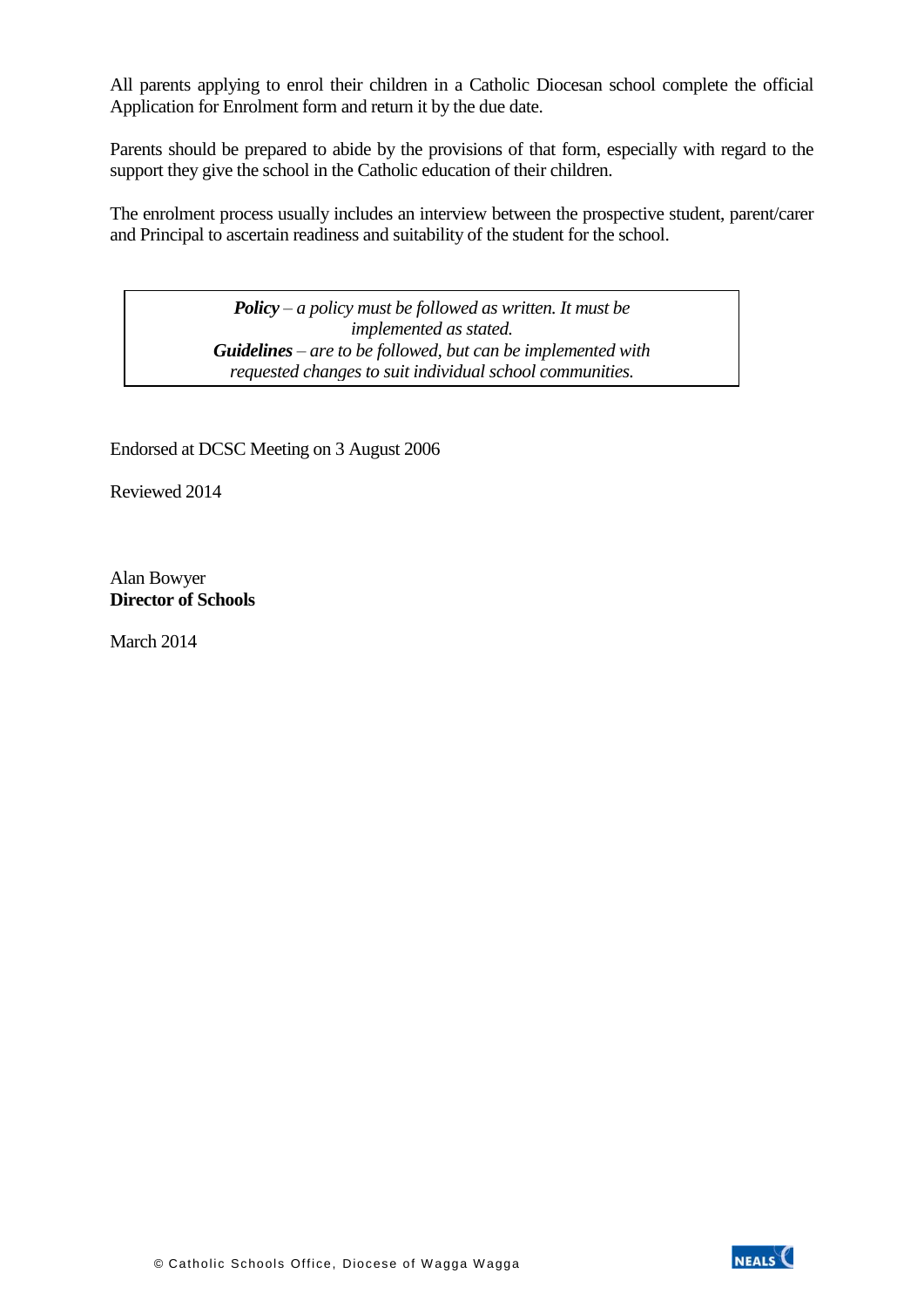All parents applying to enrol their children in a Catholic Diocesan school complete the official Application for Enrolment form and return it by the due date.

Parents should be prepared to abide by the provisions of that form, especially with regard to the support they give the school in the Catholic education of their children.

The enrolment process usually includes an interview between the prospective student, parent/carer and Principal to ascertain readiness and suitability of the student for the school.

> ***Policy** – a policy must be followed as written. It must be implemented as stated.*
> ***Guidelines** – are to be followed, but can be implemented with requested changes to suit individual school communities.*

Endorsed at DCSC Meeting on 3 August 2006

Reviewed 2014

Alan Bowyer
**Director of Schools**

March 2014